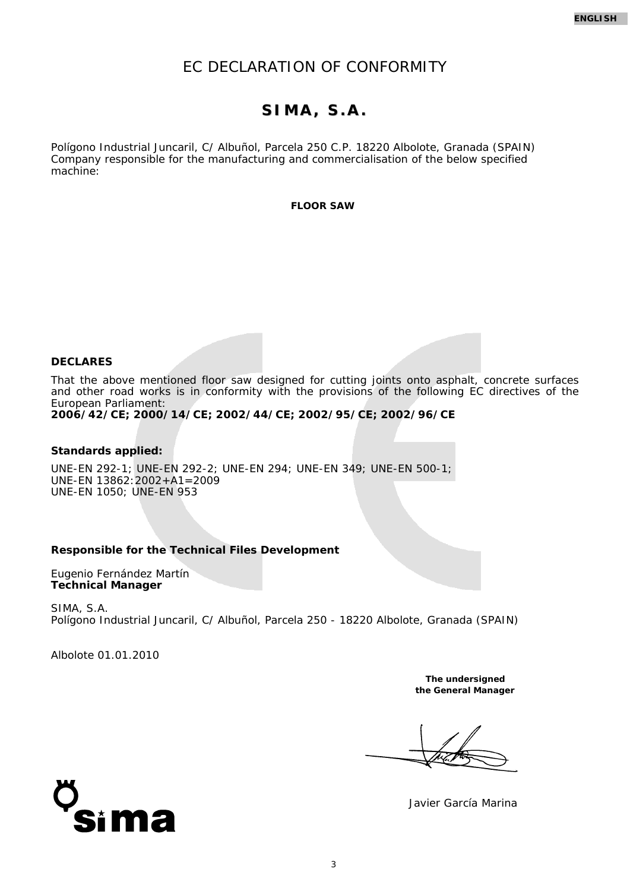# EC DECLARATION OF CONFORMITY

## SIMA, S.A.

Polígono Industrial Juncaril, C/ Albuñol, Parcela 250 C.P. 18220 Albolote, Granada (SPAIN)
Company responsible for the manufacturing and commercialisation of the below specified machine:

**FLOOR SAW**

**DECLARES**

That the above mentioned floor saw designed for cutting joints onto asphalt, concrete surfaces and other road works is in conformity with the provisions of the following EC directives of the European Parliament:
**2006/42/CE; 2000/14/CE; 2002/44/CE; 2002/95/CE; 2002/96/CE**

**Standards applied:**

UNE-EN 292-1; UNE-EN 292-2; UNE-EN 294; UNE-EN 349; UNE-EN 500-1;
UNE-EN 13862:2002+A1=2009
UNE-EN 1050; UNE-EN 953

**Responsible for the Technical Files Development**

Eugenio Fernández Martín
**Technical Manager**

SIMA, S.A.
Polígono Industrial Juncaril, C/ Albuñol, Parcela 250 - 18220 Albolote, Granada (SPAIN)

Albolote 01.01.2010

**The undersigned**
**the General Manager**

Javier García Marina

sima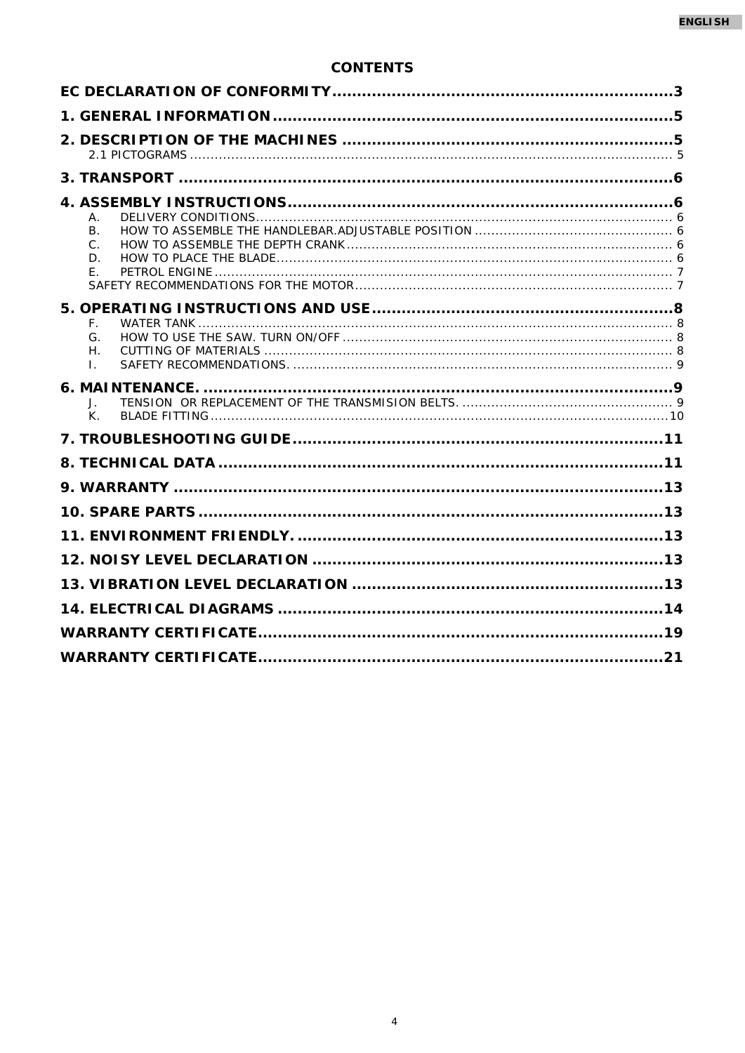# CONTENTS

**EC DECLARATION OF CONFORMITY....................................................................3**

**1. GENERAL INFORMATION..........................................................................5**

**2. DESCRIPTION OF THE MACHINES ...............................................................5**

2.1 PICTOGRAMS ........................................................................................................ 5

**3. TRANSPORT ..............................................................................................6**

**4. ASSEMBLY INSTRUCTIONS........................................................................6**

A. DELIVERY CONDITIONS.................................................................................... 6
B. HOW TO ASSEMBLE THE HANDLEBAR.ADJUSTABLE POSITION ............................................ 6
C. HOW TO ASSEMBLE THE DEPTH CRANK......................................................................... 6
D. HOW TO PLACE THE BLADE............................................................................................ 6
E. PETROL ENGINE ........................................................................................................ 7
SAFETY RECOMMENDATIONS FOR THE MOTOR............................................................................ 7

**5. OPERATING INSTRUCTIONS AND USE............................................................8**

F. WATER TANK ............................................................................................................ 8
G. HOW TO USE THE SAW. TURN ON/OFF ............................................................................ 8
H. CUTTING OF MATERIALS ................................................................................................ 8
I. SAFETY RECOMMENDATIONS. ........................................................................................... 9

**6. MAINTENANCE. ...........................................................................................9**

J. TENSION OR REPLACEMENT OF THE TRANSMISION BELTS. .................................................. 9
K. BLADE FITTING.........................................................................................................10

**7. TROUBLESHOOTING GUIDE.......................................................................11**

**8. TECHNICAL DATA.....................................................................................11**

**9. WARRANTY .............................................................................................13**

**10. SPARE PARTS.........................................................................................13**

**11. ENVIRONMENT FRIENDLY. .......................................................................13**

**12. NOISY LEVEL DECLARATION ...................................................................13**

**13. VIBRATION LEVEL DECLARATION ............................................................13**

**14. ELECTRICAL DIAGRAMS ..........................................................................14**

**WARRANTY CERTIFICATE..............................................................................19**

**WARRANTY CERTIFICATE..............................................................................21**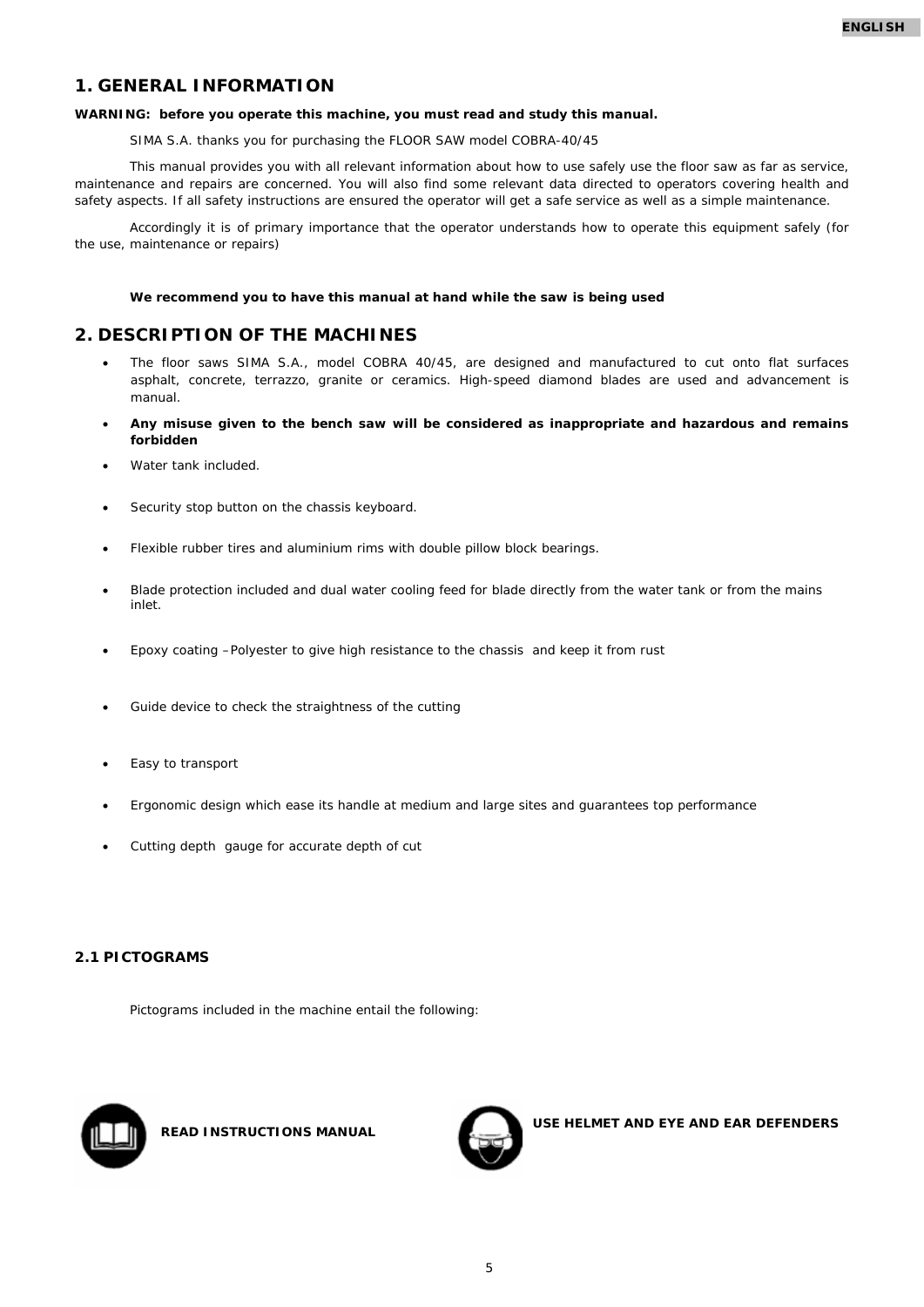# 1. GENERAL INFORMATION

**WARNING: before you operate this machine, you must read and study this manual.**

SIMA S.A. thanks you for purchasing the FLOOR SAW model COBRA-40/45

This manual provides you with all relevant information about how to use safely use the floor saw as far as service, maintenance and repairs are concerned. You will also find some relevant data directed to operators covering health and safety aspects. If all safety instructions are ensured the operator will get a safe service as well as a simple maintenance.

Accordingly it is of primary importance that the operator understands how to operate this equipment safely (for the use, maintenance or repairs)

**We recommend you to have this manual at hand while the saw is being used**

# 2. DESCRIPTION OF THE MACHINES

- The floor saws SIMA S.A., model COBRA 40/45, are designed and manufactured to cut onto flat surfaces asphalt, concrete, terrazzo, granite or ceramics. High-speed diamond blades are used and advancement is manual.
- **Any misuse given to the bench saw will be considered as inappropriate and hazardous and remains forbidden**
- Water tank included.
- Security stop button on the chassis keyboard.
- Flexible rubber tires and aluminium rims with double pillow block bearings.
- Blade protection included and dual water cooling feed for blade directly from the water tank or from the mains inlet.
- Epoxy coating –Polyester to give high resistance to the chassis and keep it from rust
- Guide device to check the straightness of the cutting
- Easy to transport
- Ergonomic design which ease its handle at medium and large sites and guarantees top performance
- Cutting depth gauge for accurate depth of cut

## 2.1 PICTOGRAMS

Pictograms included in the machine entail the following:

**READ INSTRUCTIONS MANUAL**

**USE HELMET AND EYE AND EAR DEFENDERS**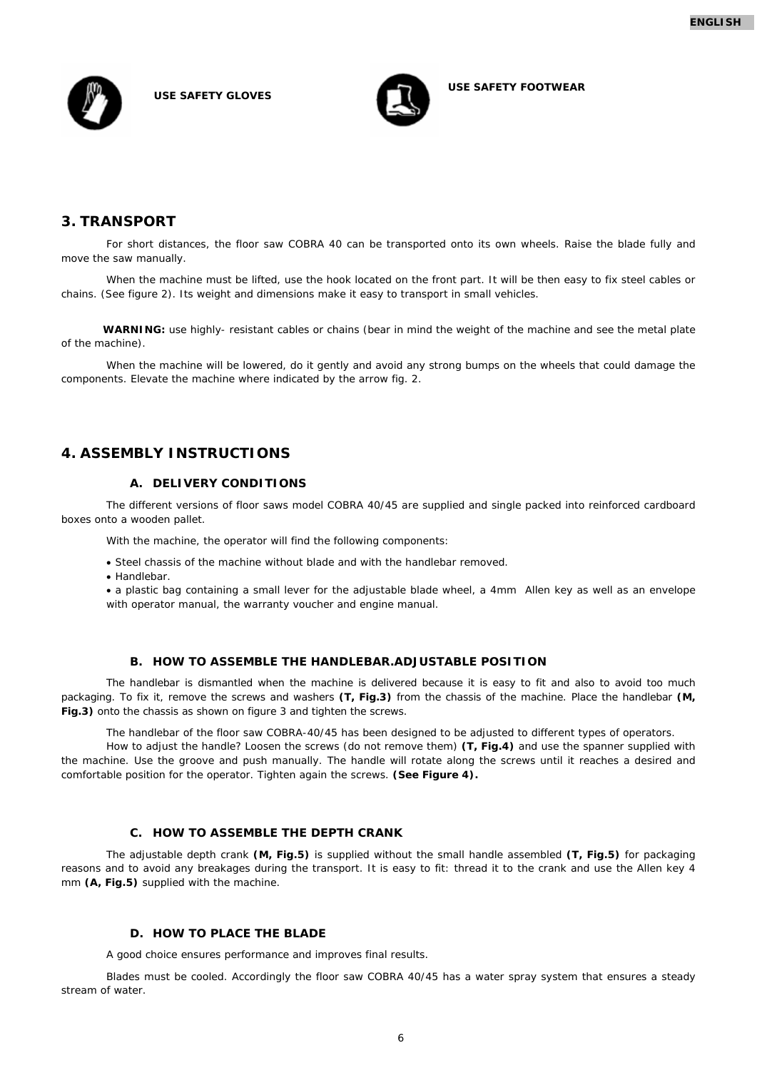**USE SAFETY GLOVES**

**USE SAFETY FOOTWEAR**

## 3. TRANSPORT

For short distances, the floor saw COBRA 40 can be transported onto its own wheels. Raise the blade fully and move the saw manually.

When the machine must be lifted, use the hook located on the front part. It will be then easy to fix steel cables or chains. (See figure 2). Its weight and dimensions make it easy to transport in small vehicles.

**WARNING:** use highly- resistant cables or chains (bear in mind the weight of the machine and see the metal plate of the machine).

When the machine will be lowered, do it gently and avoid any strong bumps on the wheels that could damage the components. Elevate the machine where indicated by the arrow fig. 2.

## 4. ASSEMBLY INSTRUCTIONS

### A. DELIVERY CONDITIONS

The different versions of floor saws model COBRA 40/45 are supplied and single packed into reinforced cardboard boxes onto a wooden pallet.

With the machine, the operator will find the following components:

- Steel chassis of the machine without blade and with the handlebar removed.
- Handlebar.
- a plastic bag containing a small lever for the adjustable blade wheel, a 4mm Allen key as well as an envelope with operator manual, the warranty voucher and engine manual.

### B. HOW TO ASSEMBLE THE HANDLEBAR.ADJUSTABLE POSITION

The handlebar is dismantled when the machine is delivered because it is easy to fit and also to avoid too much packaging. To fix it, remove the screws and washers **(T, Fig.3)** from the chassis of the machine. Place the handlebar **(M, Fig.3)** onto the chassis as shown on figure 3 and tighten the screws.

The handlebar of the floor saw COBRA-40/45 has been designed to be adjusted to different types of operators.

How to adjust the handle? Loosen the screws (do not remove them) **(T, Fig.4)** and use the spanner supplied with the machine. Use the groove and push manually. The handle will rotate along the screws until it reaches a desired and comfortable position for the operator. Tighten again the screws. **(See Figure 4).**

### C. HOW TO ASSEMBLE THE DEPTH CRANK

The adjustable depth crank **(M, Fig.5)** is supplied without the small handle assembled **(T, Fig.5)** for packaging reasons and to avoid any breakages during the transport. It is easy to fit: thread it to the crank and use the Allen key 4 mm **(A, Fig.5)** supplied with the machine.

### D. HOW TO PLACE THE BLADE

A good choice ensures performance and improves final results.

Blades must be cooled. Accordingly the floor saw COBRA 40/45 has a water spray system that ensures a steady stream of water.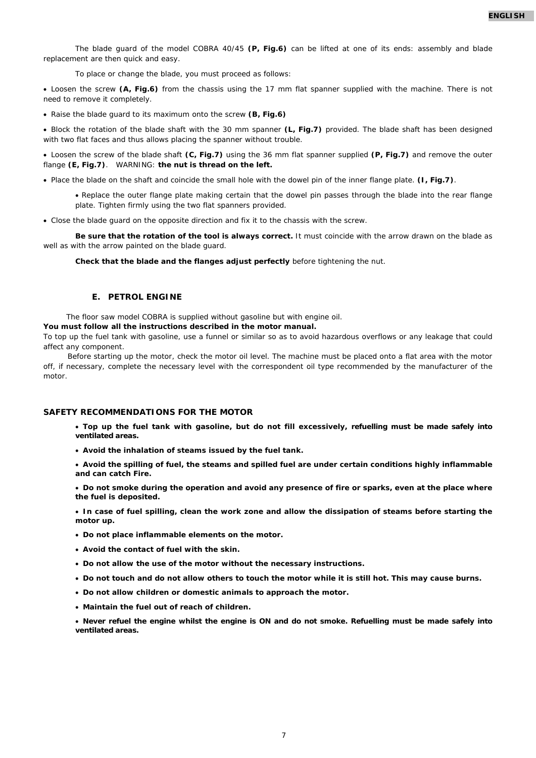The blade guard of the model COBRA 40/45 **(P, Fig.6)** can be lifted at one of its ends: assembly and blade replacement are then quick and easy.

To place or change the blade, you must proceed as follows:

- Loosen the screw **(A, Fig.6)** from the chassis using the 17 mm flat spanner supplied with the machine. There is not need to remove it completely.
- Raise the blade guard to its maximum onto the screw **(B, Fig.6)**
- Block the rotation of the blade shaft with the 30 mm spanner **(L, Fig.7)** provided. The blade shaft has been designed with two flat faces and thus allows placing the spanner without trouble.
- Loosen the screw of the blade shaft **(C, Fig.7)** using the 36 mm flat spanner supplied **(P, Fig.7)** and remove the outer flange **(E, Fig.7)**. WARNING: **the nut is thread on the left.**
- Place the blade on the shaft and coincide the small hole with the dowel pin of the inner flange plate. **(I, Fig.7)**.
  - Replace the outer flange plate making certain that the dowel pin passes through the blade into the rear flange plate. Tighten firmly using the two flat spanners provided.
- Close the blade guard on the opposite direction and fix it to the chassis with the screw.

**Be sure that the rotation of the tool is always correct.** It must coincide with the arrow drawn on the blade as well as with the arrow painted on the blade guard.

**Check that the blade and the flanges adjust perfectly** before tightening the nut.

### E. PETROL ENGINE

The floor saw model COBRA is supplied without gasoline but with engine oil.
**You must follow all the instructions described in the motor manual.**
To top up the fuel tank with gasoline, use a funnel or similar so as to avoid hazardous overflows or any leakage that could affect any component.
Before starting up the motor, check the motor oil level. The machine must be placed onto a flat area with the motor off, if necessary, complete the necessary level with the correspondent oil type recommended by the manufacturer of the motor.

### SAFETY RECOMMENDATIONS FOR THE MOTOR

- **Top up the fuel tank with gasoline, but do not fill excessively, refuelling must be made safely into ventilated areas.**
- **Avoid the inhalation of steams issued by the fuel tank.**
- **Avoid the spilling of fuel, the steams and spilled fuel are under certain conditions highly inflammable and can catch Fire.**
- **Do not smoke during the operation and avoid any presence of fire or sparks, even at the place where the fuel is deposited.**
- **In case of fuel spilling, clean the work zone and allow the dissipation of steams before starting the motor up.**
- **Do not place inflammable elements on the motor.**
- **Avoid the contact of fuel with the skin.**
- **Do not allow the use of the motor without the necessary instructions.**
- **Do not touch and do not allow others to touch the motor while it is still hot. This may cause burns.**
- **Do not allow children or domestic animals to approach the motor.**
- **Maintain the fuel out of reach of children.**
- **Never refuel the engine whilst the engine is ON and do not smoke. Refuelling must be made safely into ventilated areas.**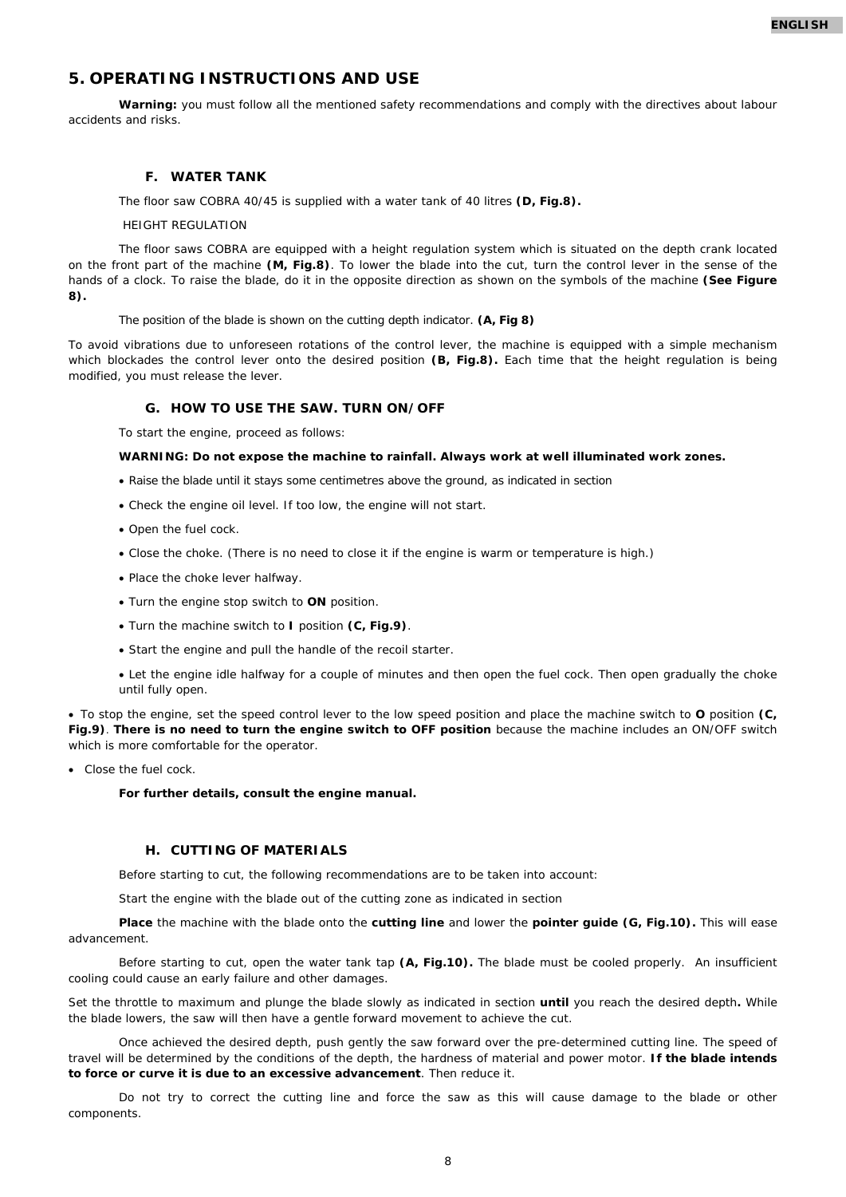## 5. OPERATING INSTRUCTIONS AND USE

**Warning:** you must follow all the mentioned safety recommendations and comply with the directives about labour accidents and risks.

### F. WATER TANK

The floor saw COBRA 40/45 is supplied with a water tank of 40 litres **(D, Fig.8).**

HEIGHT REGULATION

The floor saws COBRA are equipped with a height regulation system which is situated on the depth crank located on the front part of the machine **(M, Fig.8)**. To lower the blade into the cut, turn the control lever in the sense of the hands of a clock. To raise the blade, do it in the opposite direction as shown on the symbols of the machine **(See Figure 8).**

The position of the blade is shown on the cutting depth indicator. **(A, Fig 8)**

To avoid vibrations due to unforeseen rotations of the control lever, the machine is equipped with a simple mechanism which blockades the control lever onto the desired position **(B, Fig.8).** Each time that the height regulation is being modified, you must release the lever.

### G. HOW TO USE THE SAW. TURN ON/OFF

To start the engine, proceed as follows:

**WARNING: Do not expose the machine to rainfall. Always work at well illuminated work zones.**

- Raise the blade until it stays some centimetres above the ground, as indicated in section
- Check the engine oil level. If too low, the engine will not start.
- Open the fuel cock.
- Close the choke. (There is no need to close it if the engine is warm or temperature is high.)
- Place the choke lever halfway.
- Turn the engine stop switch to **ON** position.
- Turn the machine switch to **I** position **(C, Fig.9)**.
- Start the engine and pull the handle of the recoil starter.
- Let the engine idle halfway for a couple of minutes and then open the fuel cock. Then open gradually the choke until fully open.

- To stop the engine, set the speed control lever to the low speed position and place the machine switch to **O** position **(C, Fig.9)**. **There is no need to turn the engine switch to OFF position** because the machine includes an ON/OFF switch which is more comfortable for the operator.
- Close the fuel cock.

**For further details, consult the engine manual.**

### H. CUTTING OF MATERIALS

Before starting to cut, the following recommendations are to be taken into account:

Start the engine with the blade out of the cutting zone as indicated in section

**Place** the machine with the blade onto the **cutting line** and lower the **pointer guide (G, Fig.10).** This will ease advancement.

Before starting to cut, open the water tank tap **(A, Fig.10).** The blade must be cooled properly. An insufficient cooling could cause an early failure and other damages.

Set the throttle to maximum and plunge the blade slowly as indicated in section **until** you reach the desired depth**.** While the blade lowers, the saw will then have a gentle forward movement to achieve the cut.

Once achieved the desired depth, push gently the saw forward over the pre-determined cutting line. The speed of travel will be determined by the conditions of the depth, the hardness of material and power motor. **If the blade intends to force or curve it is due to an excessive advancement**. Then reduce it.

Do not try to correct the cutting line and force the saw as this will cause damage to the blade or other components.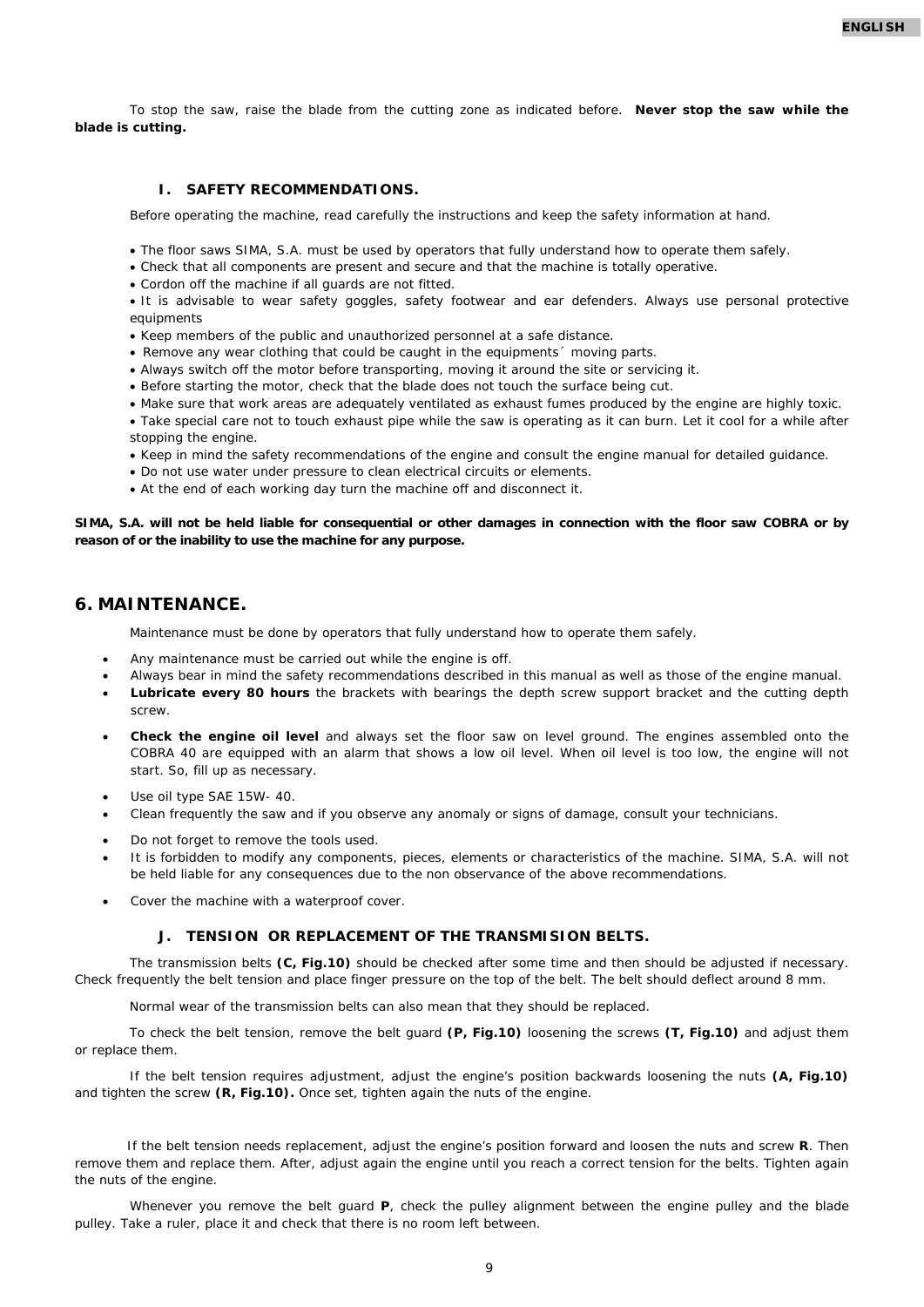To stop the saw, raise the blade from the cutting zone as indicated before. **Never stop the saw while the blade is cutting.**

### I. SAFETY RECOMMENDATIONS.

Before operating the machine, read carefully the instructions and keep the safety information at hand.

- The floor saws SIMA, S.A. must be used by operators that fully understand how to operate them safely.
- Check that all components are present and secure and that the machine is totally operative.
- Cordon off the machine if all guards are not fitted.
- It is advisable to wear safety goggles, safety footwear and ear defenders. Always use personal protective equipments
- Keep members of the public and unauthorized personnel at a safe distance.
- Remove any wear clothing that could be caught in the equipments´ moving parts.
- Always switch off the motor before transporting, moving it around the site or servicing it.
- Before starting the motor, check that the blade does not touch the surface being cut.
- Make sure that work areas are adequately ventilated as exhaust fumes produced by the engine are highly toxic.
- Take special care not to touch exhaust pipe while the saw is operating as it can burn. Let it cool for a while after stopping the engine.
- Keep in mind the safety recommendations of the engine and consult the engine manual for detailed guidance.
- Do not use water under pressure to clean electrical circuits or elements.
- At the end of each working day turn the machine off and disconnect it.

**SIMA, S.A. will not be held liable for consequential or other damages in connection with the floor saw COBRA or by reason of or the inability to use the machine for any purpose.**

## 6. MAINTENANCE.

Maintenance must be done by operators that fully understand how to operate them safely.

- Any maintenance must be carried out while the engine is off.
- Always bear in mind the safety recommendations described in this manual as well as those of the engine manual.
- **Lubricate every 80 hours** the brackets with bearings the depth screw support bracket and the cutting depth screw.
- **Check the engine oil level** and always set the floor saw on level ground. The engines assembled onto the COBRA 40 are equipped with an alarm that shows a low oil level. When oil level is too low, the engine will not start. So, fill up as necessary.
- Use oil type SAE 15W- 40.
- Clean frequently the saw and if you observe any anomaly or signs of damage, consult your technicians.
- Do not forget to remove the tools used.
- It is forbidden to modify any components, pieces, elements or characteristics of the machine. SIMA, S.A. will not be held liable for any consequences due to the non observance of the above recommendations.
- Cover the machine with a waterproof cover.

### J. TENSION OR REPLACEMENT OF THE TRANSMISION BELTS.

The transmission belts **(C, Fig.10)** should be checked after some time and then should be adjusted if necessary. Check frequently the belt tension and place finger pressure on the top of the belt. The belt should deflect around 8 mm.

Normal wear of the transmission belts can also mean that they should be replaced.

To check the belt tension, remove the belt guard **(P, Fig.10)** loosening the screws **(T, Fig.10)** and adjust them or replace them.

If the belt tension requires adjustment, adjust the engine's position backwards loosening the nuts **(A, Fig.10)** and tighten the screw **(R, Fig.10).** Once set, tighten again the nuts of the engine.

If the belt tension needs replacement, adjust the engine's position forward and loosen the nuts and screw **R**. Then remove them and replace them. After, adjust again the engine until you reach a correct tension for the belts. Tighten again the nuts of the engine.

Whenever you remove the belt guard **P**, check the pulley alignment between the engine pulley and the blade pulley. Take a ruler, place it and check that there is no room left between.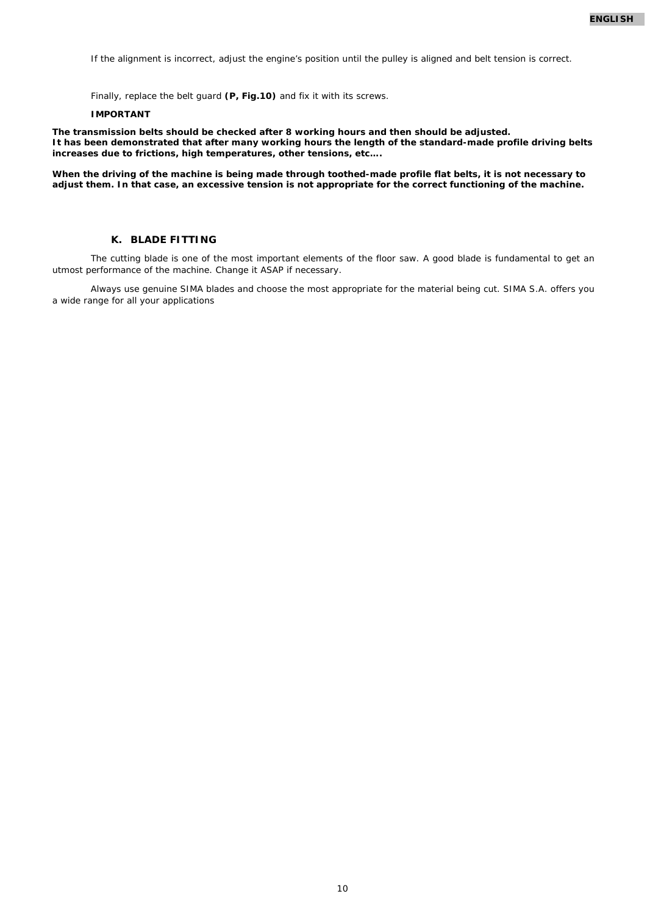If the alignment is incorrect, adjust the engine's position until the pulley is aligned and belt tension is correct.

Finally, replace the belt guard **(P, Fig.10)** and fix it with its screws.

**IMPORTANT**

**The transmission belts should be checked after 8 working hours and then should be adjusted.**
**It has been demonstrated that after many working hours the length of the standard-made profile driving belts increases due to frictions, high temperatures, other tensions, etc….**

**When the driving of the machine is being made through toothed-made profile flat belts, it is not necessary to adjust them. In that case, an excessive tension is not appropriate for the correct functioning of the machine.**

### K. BLADE FITTING

The cutting blade is one of the most important elements of the floor saw. A good blade is fundamental to get an utmost performance of the machine. Change it ASAP if necessary.

Always use genuine SIMA blades and choose the most appropriate for the material being cut. SIMA S.A. offers you a wide range for all your applications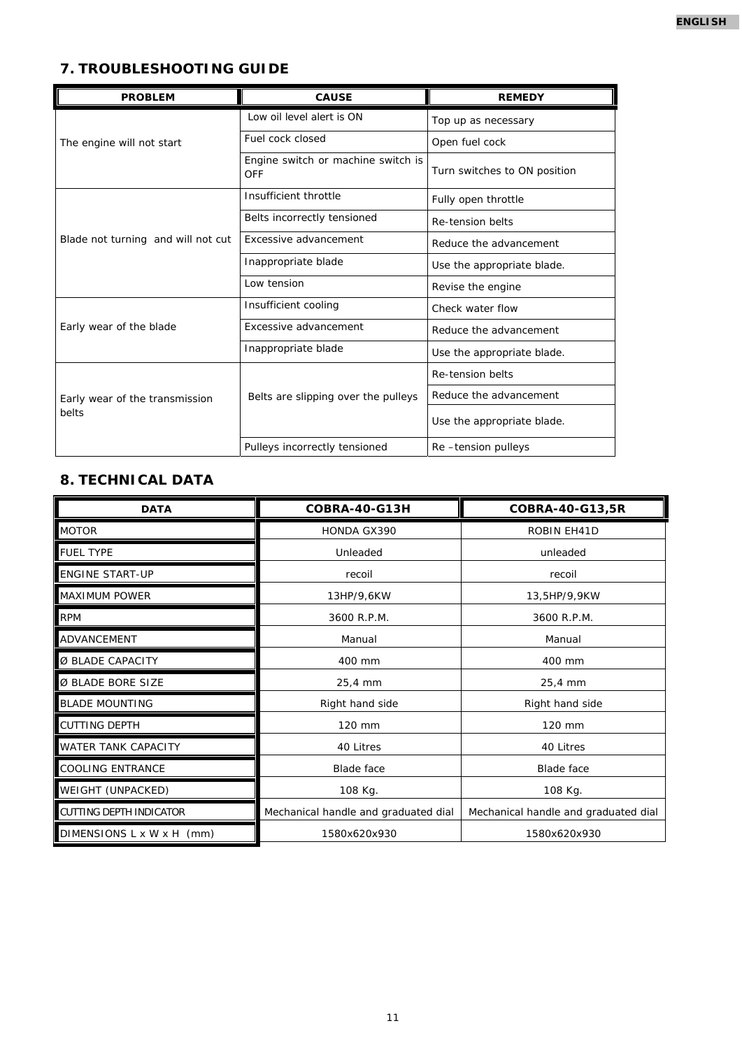## 7. TROUBLESHOOTING GUIDE

| PROBLEM | CAUSE | REMEDY |
|---|---|---|
| The engine will not start | Low oil level alert is ON | Top up as necessary |
| | Fuel cock closed | Open fuel cock |
| | Engine switch or machine switch is OFF | Turn switches to ON position |
| Blade not turning and will not cut | Insufficient throttle | Fully open throttle |
| | Belts incorrectly tensioned | Re-tension belts |
| | Excessive advancement | Reduce the advancement |
| | Inappropriate blade | Use the appropriate blade. |
| | Low tension | Revise the engine |
| Early wear of the blade | Insufficient cooling | Check water flow |
| | Excessive advancement | Reduce the advancement |
| | Inappropriate blade | Use the appropriate blade. |
| Early wear of the transmission belts | Belts are slipping over the pulleys | Re-tension belts |
| | | Reduce the advancement |
| | | Use the appropriate blade. |
| | Pulleys incorrectly tensioned | Re –tension pulleys |

## 8. TECHNICAL DATA

| DATA | COBRA-40-G13H | COBRA-40-G13,5R |
|---|---|---|
| MOTOR | HONDA GX390 | ROBIN EH41D |
| FUEL TYPE | Unleaded | unleaded |
| ENGINE START-UP | recoil | recoil |
| MAXIMUM POWER | 13HP/9,6KW | 13,5HP/9,9KW |
| RPM | 3600 R.P.M. | 3600 R.P.M. |
| ADVANCEMENT | Manual | Manual |
| Ø BLADE CAPACITY | 400 mm | 400 mm |
| Ø BLADE BORE SIZE | 25,4 mm | 25,4 mm |
| BLADE MOUNTING | Right hand side | Right hand side |
| CUTTING DEPTH | 120 mm | 120 mm |
| WATER TANK CAPACITY | 40 Litres | 40 Litres |
| COOLING ENTRANCE | Blade face | Blade face |
| WEIGHT (UNPACKED) | 108 Kg. | 108 Kg. |
| CUTTING DEPTH INDICATOR | Mechanical handle and graduated dial | Mechanical handle and graduated dial |
| DIMENSIONS L x W x H (mm) | 1580x620x930 | 1580x620x930 |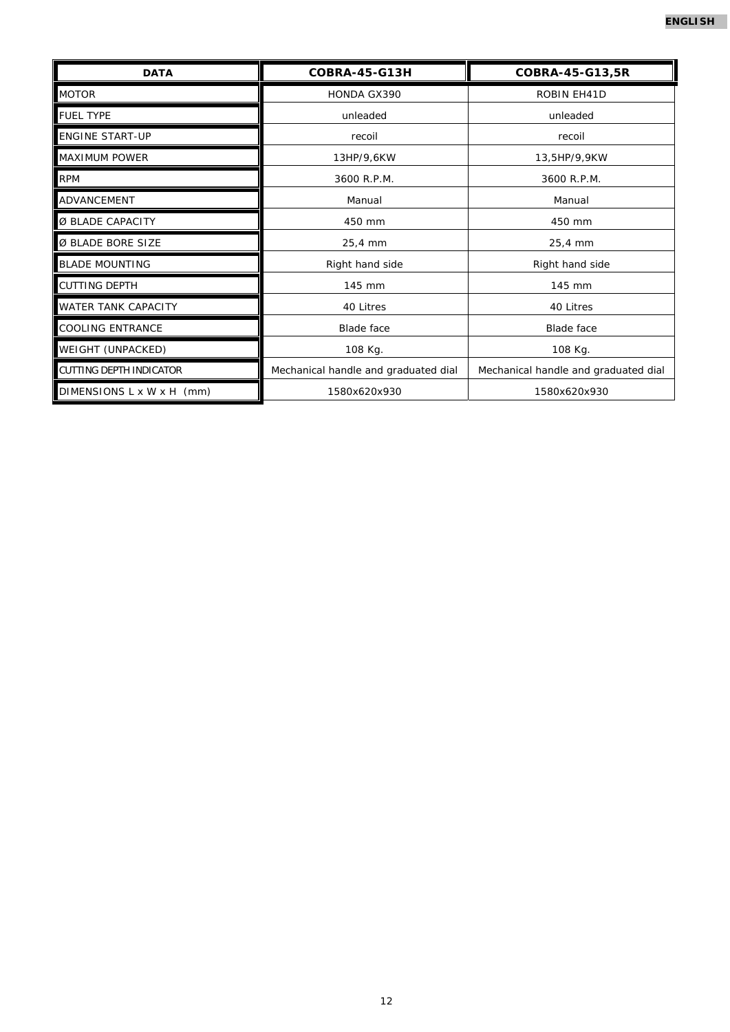| DATA | COBRA-45-G13H | COBRA-45-G13,5R |
| --- | --- | --- |
| MOTOR | HONDA GX390 | ROBIN EH41D |
| FUEL TYPE | unleaded | unleaded |
| ENGINE START-UP | recoil | recoil |
| MAXIMUM POWER | 13HP/9,6KW | 13,5HP/9,9KW |
| RPM | 3600 R.P.M. | 3600 R.P.M. |
| ADVANCEMENT | Manual | Manual |
| Ø BLADE CAPACITY | 450 mm | 450 mm |
| Ø BLADE BORE SIZE | 25,4 mm | 25,4 mm |
| BLADE MOUNTING | Right hand side | Right hand side |
| CUTTING DEPTH | 145 mm | 145 mm |
| WATER TANK CAPACITY | 40 Litres | 40 Litres |
| COOLING ENTRANCE | Blade face | Blade face |
| WEIGHT (UNPACKED) | 108 Kg. | 108 Kg. |
| CUTTING DEPTH INDICATOR | Mechanical handle and graduated dial | Mechanical handle and graduated dial |
| DIMENSIONS L x W x H (mm) | 1580x620x930 | 1580x620x930 |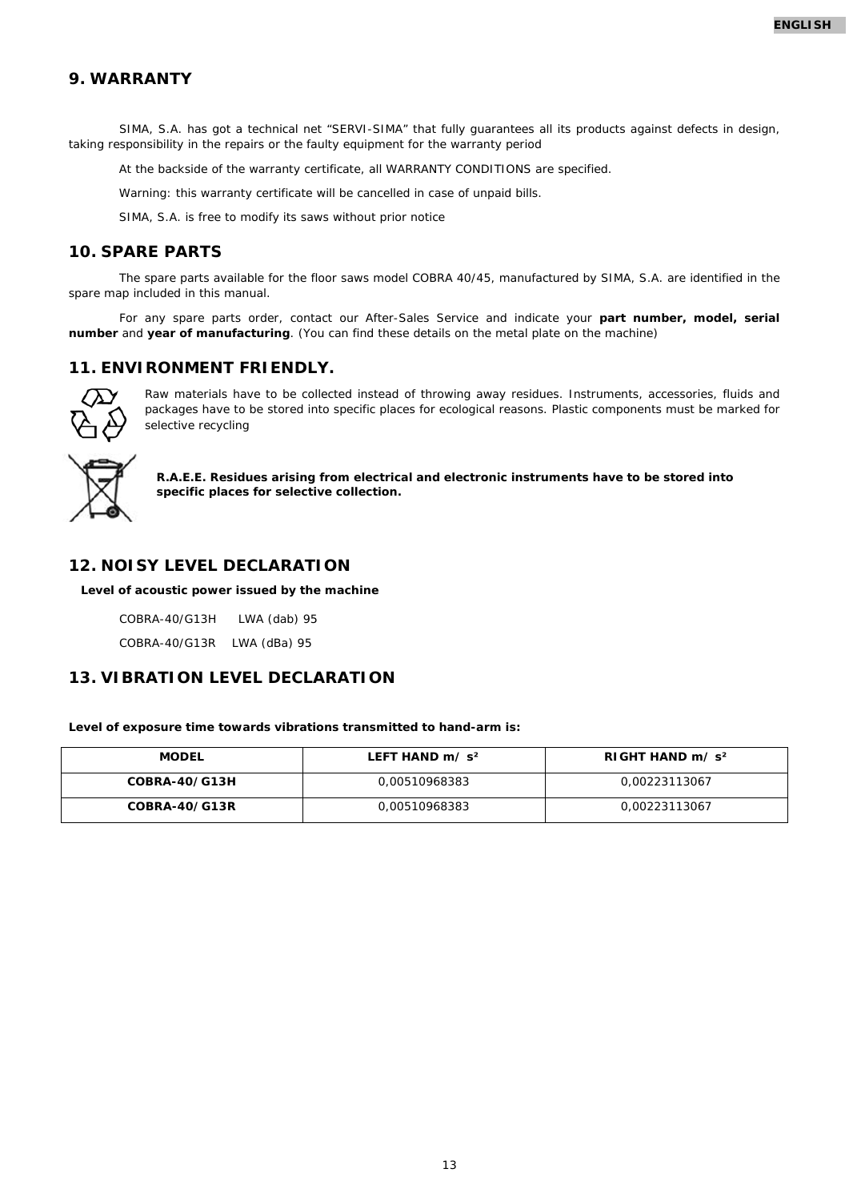## 9. WARRANTY

SIMA, S.A. has got a technical net “SERVI-SIMA” that fully guarantees all its products against defects in design, taking responsibility in the repairs or the faulty equipment for the warranty period

At the backside of the warranty certificate, all WARRANTY CONDITIONS are specified.

Warning: this warranty certificate will be cancelled in case of unpaid bills.

SIMA, S.A. is free to modify its saws without prior notice

## 10. SPARE PARTS

The spare parts available for the floor saws model COBRA 40/45, manufactured by SIMA, S.A. are identified in the spare map included in this manual.

For any spare parts order, contact our After-Sales Service and indicate your **part number, model, serial number** and **year of manufacturing**. (You can find these details on the metal plate on the machine)

## 11. ENVIRONMENT FRIENDLY.

Raw materials have to be collected instead of throwing away residues. Instruments, accessories, fluids and packages have to be stored into specific places for ecological reasons. Plastic components must be marked for selective recycling

**R.A.E.E. Residues arising from electrical and electronic instruments have to be stored into specific places for selective collection.**

## 12. NOISY LEVEL DECLARATION

**Level of acoustic power issued by the machine**

COBRA-40/G13H LWA (dab) 95

COBRA-40/G13R LWA (dBa) 95

## 13. VIBRATION LEVEL DECLARATION

**Level of exposure time towards vibrations transmitted to hand-arm is:**

| MODEL | LEFT HAND $m/s^2$ | RIGHT HAND $m/s^2$ |
|---|---|---|
| **COBRA-40/G13H** | 0,00510968383 | 0,00223113067 |
| **COBRA-40/G13R** | 0,00510968383 | 0,00223113067 |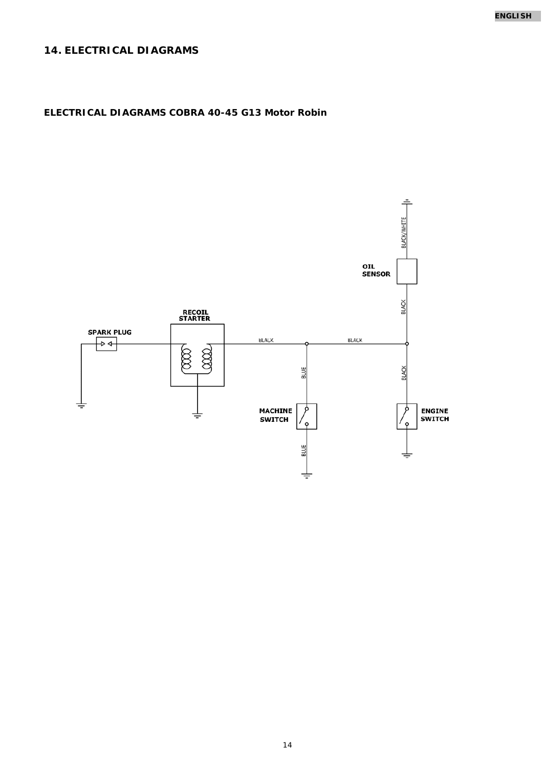## 14. ELECTRICAL DIAGRAMS

### ELECTRICAL DIAGRAMS COBRA 40-45 G13 Motor Robin

SPARK PLUG

RECOIL STARTER

BLACK

BLACK

OIL SENSOR

BLACK/WHITE

BLACK

BLACK

BLUE

MACHINE SWITCH

BLUE

ENGINE SWITCH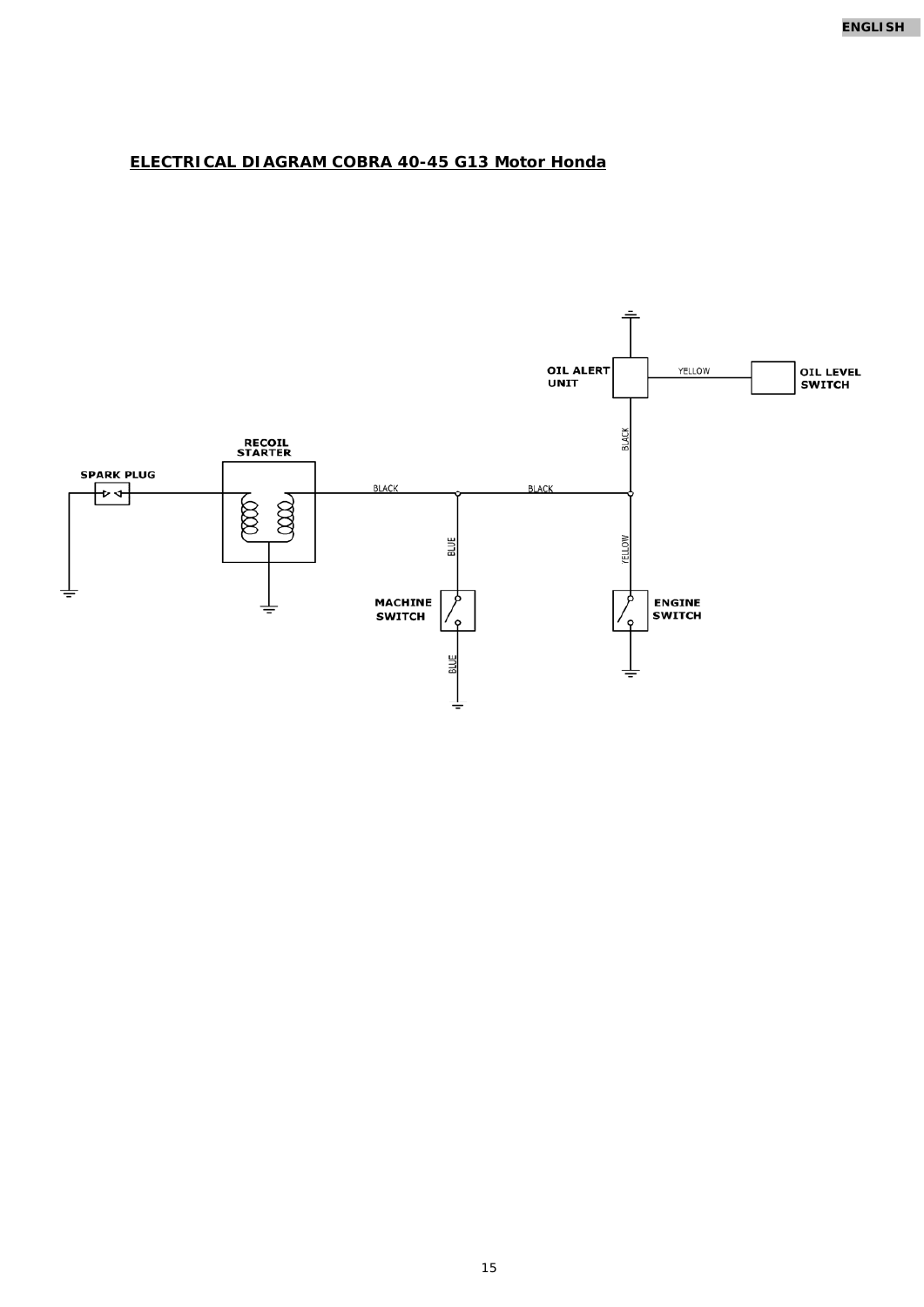## ELECTRICAL DIAGRAM COBRA 40-45 G13 Motor Honda

OIL ALERT UNIT

YELLOW

OIL LEVEL SWITCH

BLACK

RECOIL STARTER

SPARK PLUG

BLACK

BLACK

BLUE

YELLOW

MACHINE SWITCH

ENGINE SWITCH

BLUE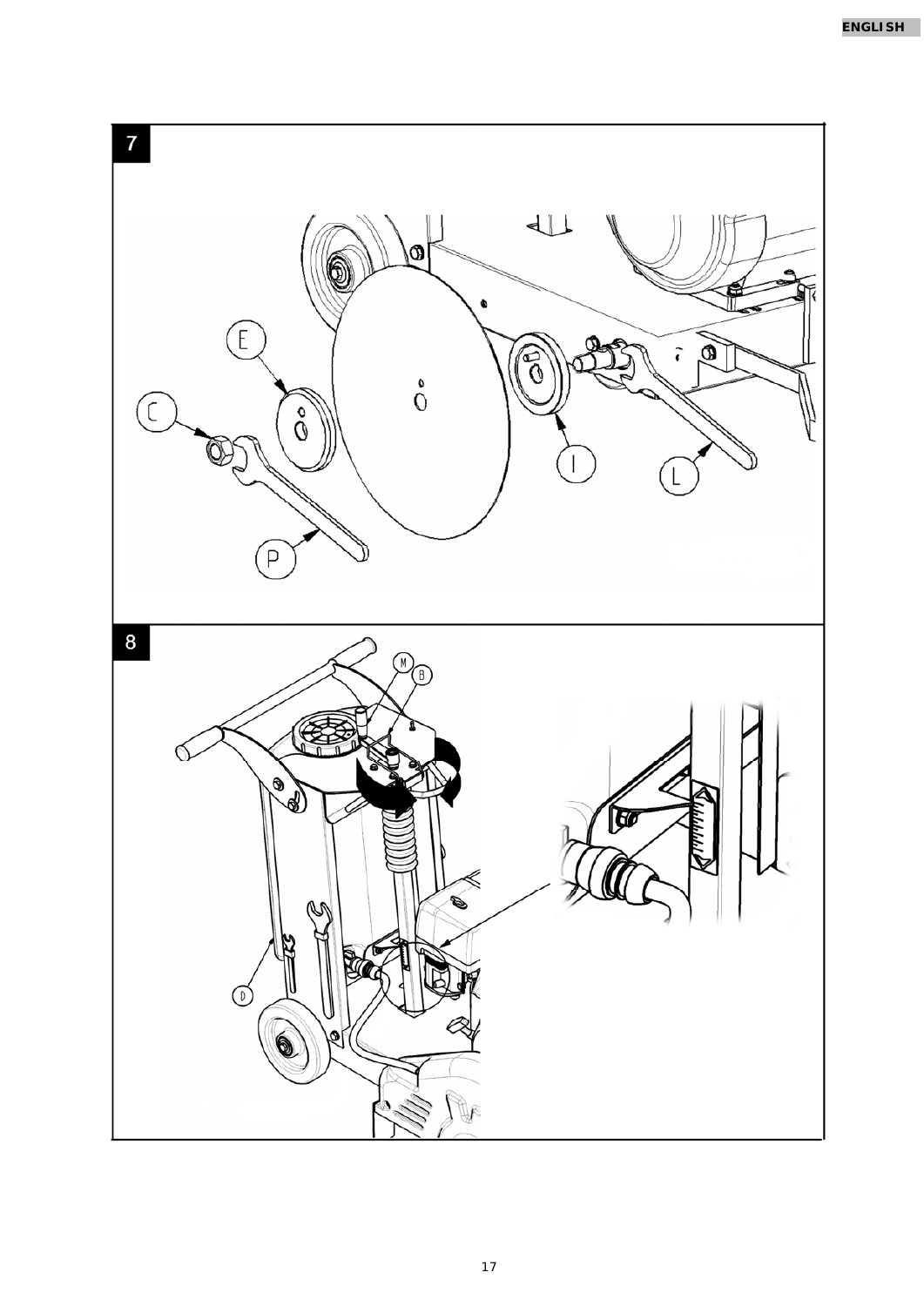7

8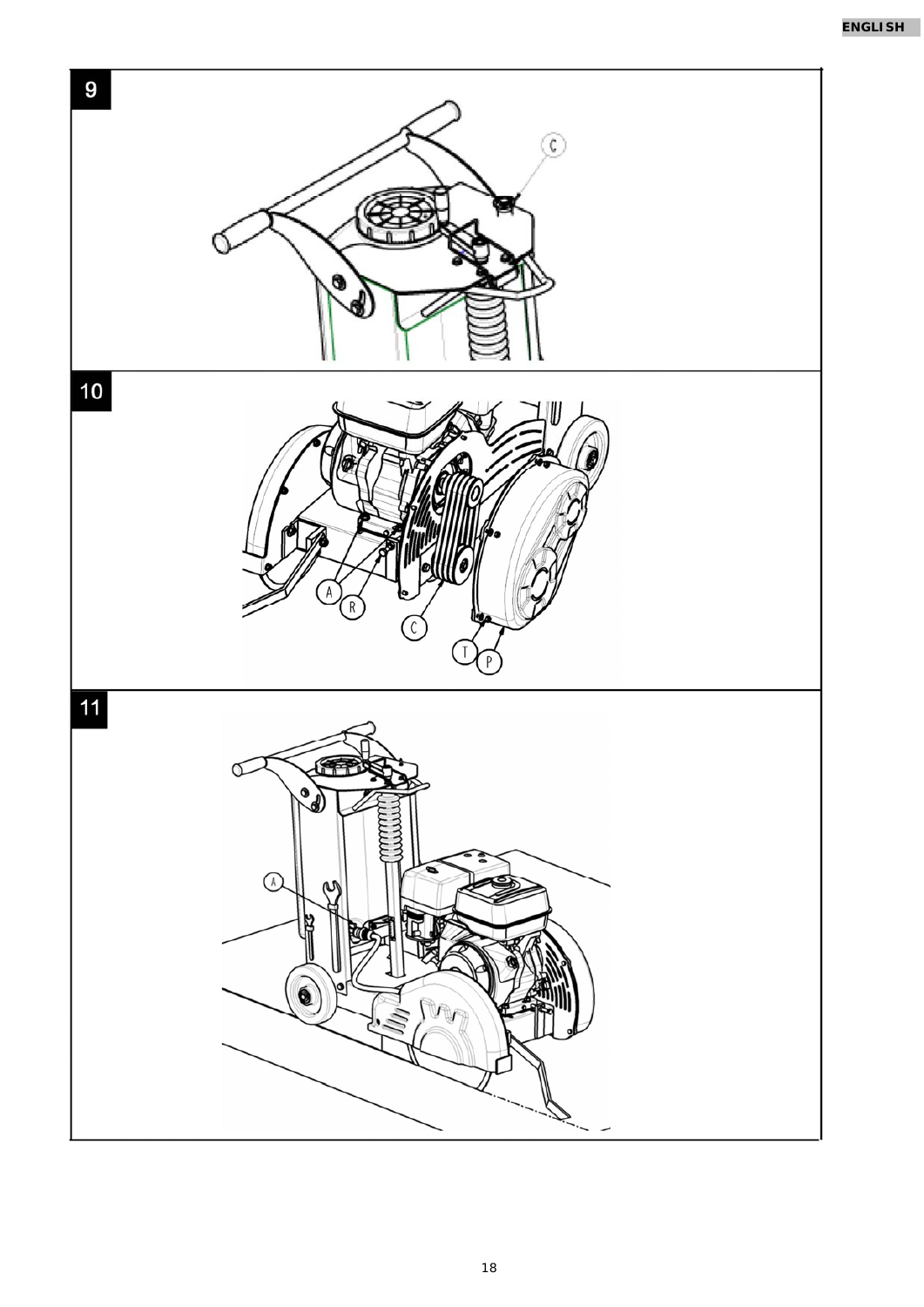9

10

11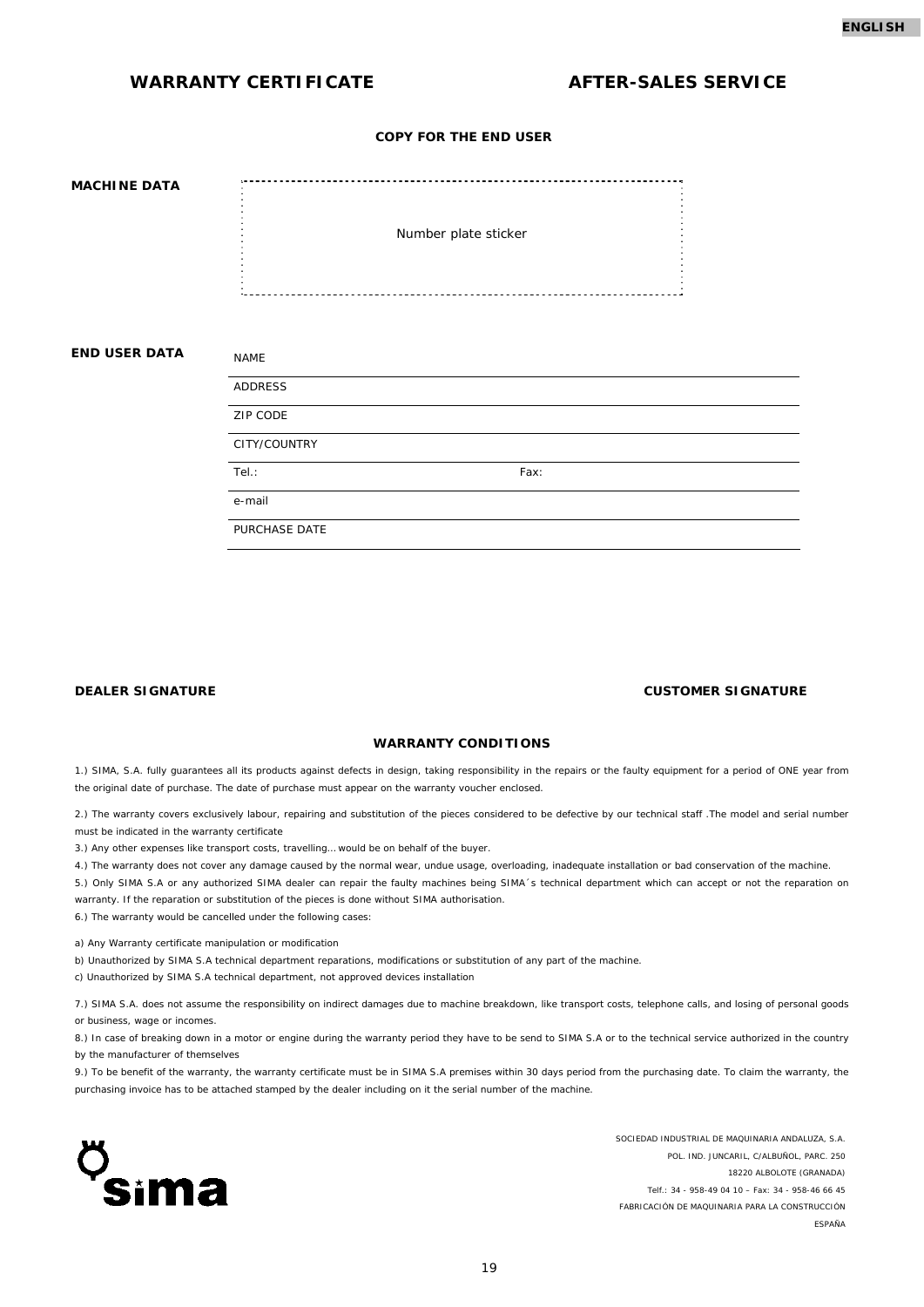ENGLISH

## WARRANTY CERTIFICATE

## AFTER-SALES SERVICE

**COPY FOR THE END USER**

**MACHINE DATA**

Number plate sticker

**END USER DATA**

NAME

ADDRESS

ZIP CODE

CITY/COUNTRY

Tel.: Fax:

e-mail

PURCHASE DATE

**DEALER SIGNATURE**

**CUSTOMER SIGNATURE**

### WARRANTY CONDITIONS

1.) SIMA, S.A. fully guarantees all its products against defects in design, taking responsibility in the repairs or the faulty equipment for a period of ONE year from the original date of purchase. The date of purchase must appear on the warranty voucher enclosed.

2.) The warranty covers exclusively labour, repairing and substitution of the pieces considered to be defective by our technical staff .The model and serial number must be indicated in the warranty certificate

3.) Any other expenses like transport costs, travelling… would be on behalf of the buyer.

4.) The warranty does not cover any damage caused by the normal wear, undue usage, overloading, inadequate installation or bad conservation of the machine.

5.) Only SIMA S.A or any authorized SIMA dealer can repair the faulty machines being SIMA´s technical department which can accept or not the reparation on warranty. If the reparation or substitution of the pieces is done without SIMA authorisation.

6.) The warranty would be cancelled under the following cases:

a) Any Warranty certificate manipulation or modification

b) Unauthorized by SIMA S.A technical department reparations, modifications or substitution of any part of the machine.

c) Unauthorized by SIMA S.A technical department, not approved devices installation

7.) SIMA S.A. does not assume the responsibility on indirect damages due to machine breakdown, like transport costs, telephone calls, and losing of personal goods or business, wage or incomes.

8.) In case of breaking down in a motor or engine during the warranty period they have to be send to SIMA S.A or to the technical service authorized in the country by the manufacturer of themselves

9.) To be benefit of the warranty, the warranty certificate must be in SIMA S.A premises within 30 days period from the purchasing date. To claim the warranty, the purchasing invoice has to be attached stamped by the dealer including on it the serial number of the machine.

sima

SOCIEDAD INDUSTRIAL DE MAQUINARIA ANDALUZA, S.A.
POL. IND. JUNCARIL, C/ALBUÑOL, PARC. 250
18220 ALBOLOTE (GRANADA)
Telf.: 34 - 958-49 04 10 – Fax: 34 - 958-46 66 45
FABRICACIÓN DE MAQUINARIA PARA LA CONSTRUCCIÓN
ESPAÑA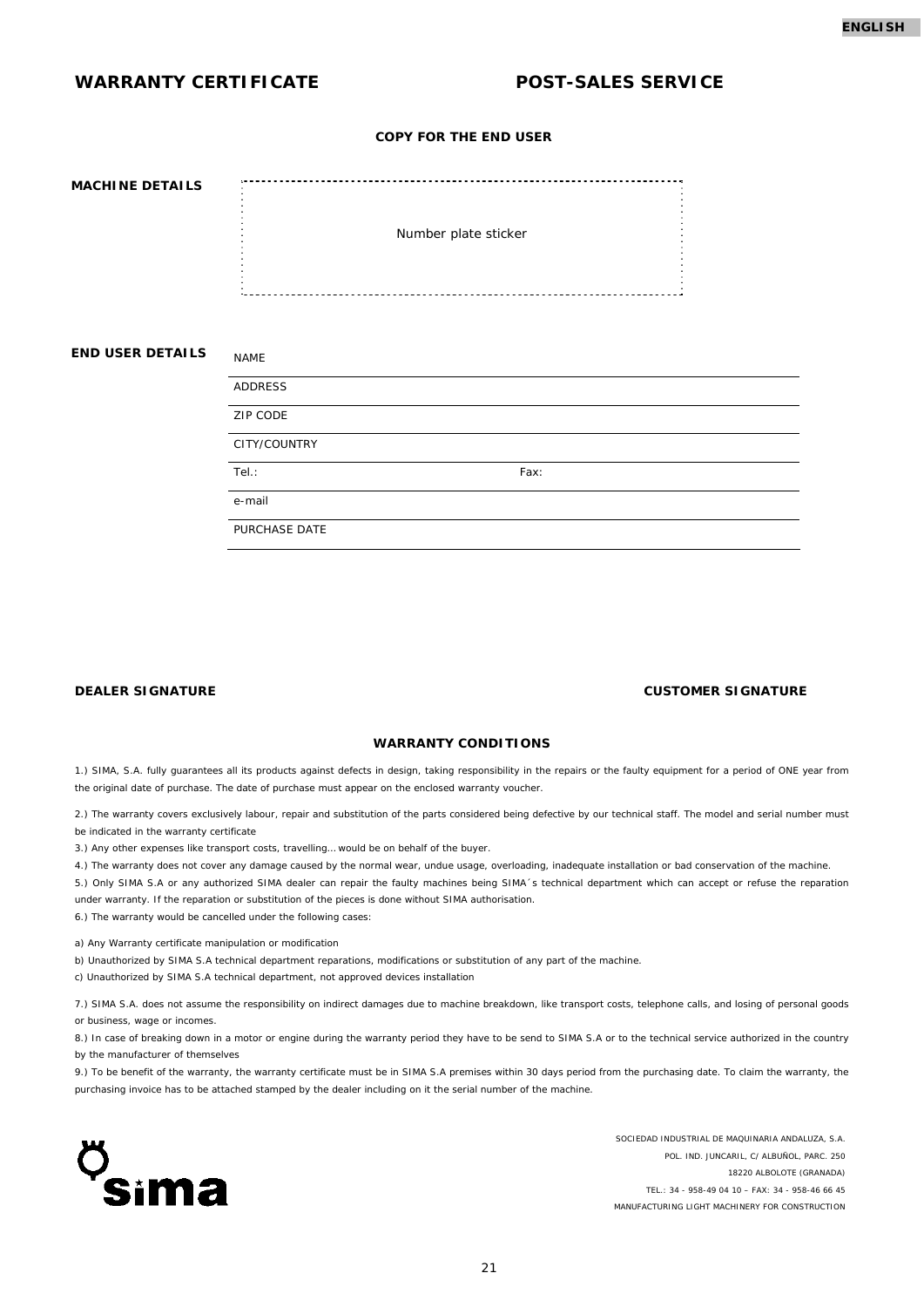## WARRANTY CERTIFICATE

## POST-SALES SERVICE

**COPY FOR THE END USER**

**MACHINE DETAILS**

Number plate sticker

**END USER DETAILS**

NAME

ADDRESS

ZIP CODE

CITY/COUNTRY

Tel.: Fax:

e-mail

PURCHASE DATE

**DEALER SIGNATURE**

**CUSTOMER SIGNATURE**

### WARRANTY CONDITIONS

1.) SIMA, S.A. fully guarantees all its products against defects in design, taking responsibility in the repairs or the faulty equipment for a period of ONE year from the original date of purchase. The date of purchase must appear on the enclosed warranty voucher.

2.) The warranty covers exclusively labour, repair and substitution of the parts considered being defective by our technical staff. The model and serial number must be indicated in the warranty certificate

3.) Any other expenses like transport costs, travelling… would be on behalf of the buyer.

4.) The warranty does not cover any damage caused by the normal wear, undue usage, overloading, inadequate installation or bad conservation of the machine.

5.) Only SIMA S.A or any authorized SIMA dealer can repair the faulty machines being SIMA´s technical department which can accept or refuse the reparation under warranty. If the reparation or substitution of the pieces is done without SIMA authorisation.

6.) The warranty would be cancelled under the following cases:

a) Any Warranty certificate manipulation or modification

b) Unauthorized by SIMA S.A technical department reparations, modifications or substitution of any part of the machine.

c) Unauthorized by SIMA S.A technical department, not approved devices installation

7.) SIMA S.A. does not assume the responsibility on indirect damages due to machine breakdown, like transport costs, telephone calls, and losing of personal goods or business, wage or incomes.

8.) In case of breaking down in a motor or engine during the warranty period they have to be send to SIMA S.A or to the technical service authorized in the country by the manufacturer of themselves

9.) To be benefit of the warranty, the warranty certificate must be in SIMA S.A premises within 30 days period from the purchasing date. To claim the warranty, the purchasing invoice has to be attached stamped by the dealer including on it the serial number of the machine.

sima

SOCIEDAD INDUSTRIAL DE MAQUINARIA ANDALUZA, S.A.
POL. IND. JUNCARIL, C/ ALBUÑOL, PARC. 250
18220 ALBOLOTE (GRANADA)
TEL.: 34 - 958-49 04 10 – FAX: 34 - 958-46 66 45
MANUFACTURING LIGHT MACHINERY FOR CONSTRUCTION